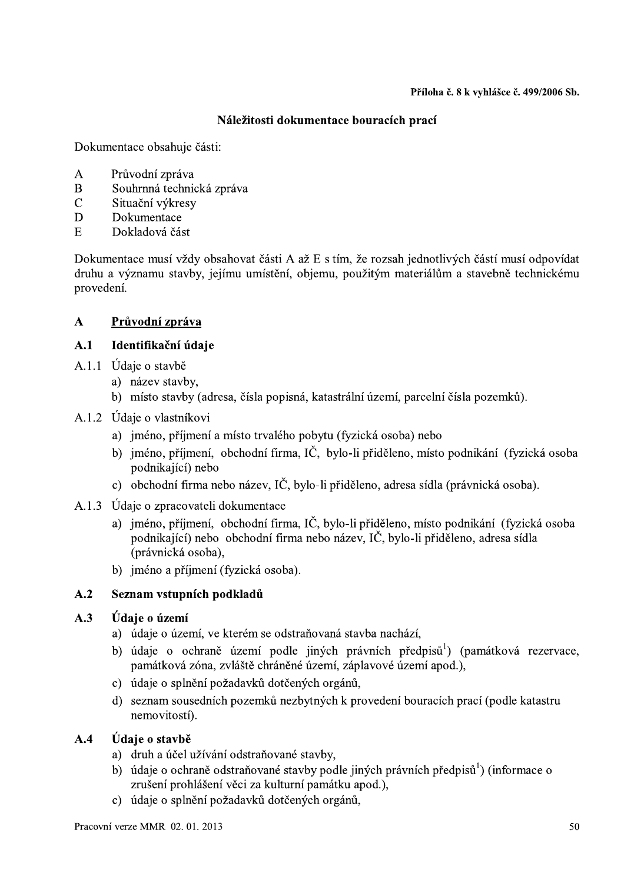**Příloha č. 8 k vyhlášce č. 499/2006 Sb.**

## Náležitosti dokumentace bouracích prací

Dokumentace obsahuje části:

- A Průvodní zpráva
- B Souhrnná technická zpráva
- C Situační výkresy
- D Dokumentace
- E Dokladová část

Dokumentace musí vždy obsahovat části A až E s tím, že rozsah jednotlivých částí musí odpovídat druhu a významu stavby, jejímu umístění, objemu, použitým materiálům a stavebně technickému provedení.

## A Průvodní zpráva

### A.1 Identifikační údaje

A.1.1 Údaje o stavbě

a) název stavby,

b) místo stavby (adresa, čísla popisná, katastrální území, parcelní čísla pozemků).

A.1.2 Údaje o vlastníkovi

a) jméno, příjmení a místo trvalého pobytu (fyzická osoba) nebo

b) jméno, příjmení, obchodní firma, IČ, bylo-li přiděleno, místo podnikání (fyzická osoba podnikající) nebo

c) obchodní firma nebo název, IČ, bylo-li přiděleno, adresa sídla (právnická osoba).

A.1.3 Údaje o zpracovateli dokumentace

a) jméno, příjmení, obchodní firma, IČ, bylo-li přiděleno, místo podnikání (fyzická osoba podnikající) nebo obchodní firma nebo název, IČ, bylo-li přiděleno, adresa sídla (právnická osoba),

b) jméno a příjmení (fyzická osoba).

### A.2 Seznam vstupních podkladů

### A.3 Údaje o území

a) údaje o území, ve kterém se odstraňovaná stavba nachází,

b) údaje o ochraně území podle jiných právních předpisů[1]) (památková rezervace, památková zóna, zvláště chráněné území, záplavové území apod.),

c) údaje o splnění požadavků dotčených orgánů,

d) seznam sousedních pozemků nezbytných k provedení bouracích prací (podle katastru nemovitostí).

### A.4 Údaje o stavbě

a) druh a účel užívání odstraňované stavby,

b) údaje o ochraně odstraňované stavby podle jiných právních předpisů[1]) (informace o zrušení prohlášení věci za kulturní památku apod.),

c) údaje o splnění požadavků dotčených orgánů,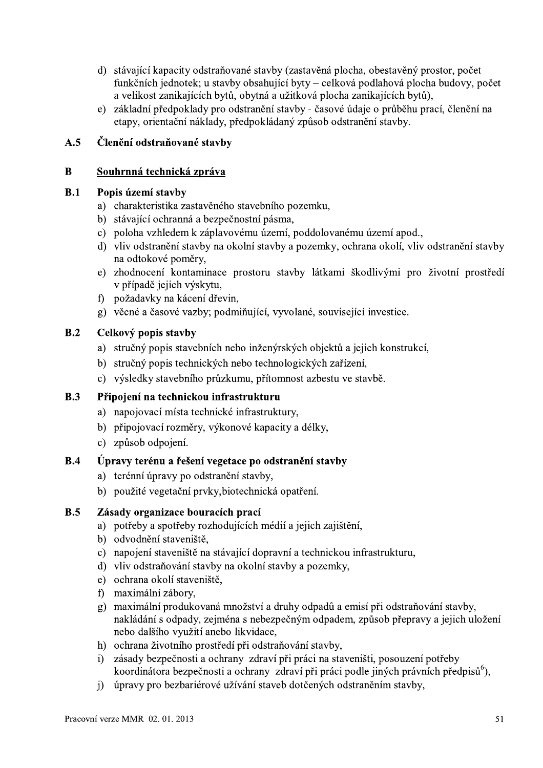d) stávající kapacity odstraňované stavby (zastavěná plocha, obestavěný prostor, počet funkčních jednotek; u stavby obsahující byty – celková podlahová plocha budovy, počet a velikost zanikajících bytů, obytná a užitková plocha zanikajících bytů),

e) základní předpoklady pro odstranění stavby - časové údaje o průběhu prací, členění na etapy, orientační náklady, předpokládaný způsob odstranění stavby.

## A.5 Členění odstraňované stavby

## B Souhrnná technická zpráva

### B.1 Popis území stavby

a) charakteristika zastavěného stavebního pozemku,

b) stávající ochranná a bezpečnostní pásma,

c) poloha vzhledem k záplavovému území, poddolovanému území apod.,

d) vliv odstranění stavby na okolní stavby a pozemky, ochrana okolí, vliv odstranění stavby na odtokové poměry,

e) zhodnocení kontaminace prostoru stavby látkami škodlivými pro životní prostředí v případě jejich výskytu,

f) požadavky na kácení dřevin,

g) věcné a časové vazby; podmiňující, vyvolané, související investice.

### B.2 Celkový popis stavby

a) stručný popis stavebních nebo inženýrských objektů a jejich konstrukcí,

b) stručný popis technických nebo technologických zařízení,

c) výsledky stavebního průzkumu, přítomnost azbestu ve stavbě.

### B.3 Připojení na technickou infrastrukturu

a) napojovací místa technické infrastruktury,

b) připojovací rozměry, výkonové kapacity a délky,

c) způsob odpojení.

### B.4 Úpravy terénu a řešení vegetace po odstranění stavby

a) terénní úpravy po odstranění stavby,

b) použité vegetační prvky,biotechnická opatření.

### B.5 Zásady organizace bouracích prací

a) potřeby a spotřeby rozhodujících médií a jejich zajištění,

b) odvodnění staveniště,

c) napojení staveniště na stávající dopravní a technickou infrastrukturu,

d) vliv odstraňování stavby na okolní stavby a pozemky,

e) ochrana okolí staveniště,

f) maximální zábory,

g) maximální produkovaná množství a druhy odpadů a emisí při odstraňování stavby, nakládání s odpady, zejména s nebezpečným odpadem, způsob přepravy a jejich uložení nebo dalšího využití anebo likvidace,

h) ochrana životního prostředí při odstraňování stavby,

i) zásady bezpečnosti a ochrany zdraví při práci na staveništi, posouzení potřeby koordinátora bezpečnosti a ochrany zdraví při práci podle jiných právních předpisů[6]),

j) úpravy pro bezbariérové užívání staveb dotčených odstraněním stavby,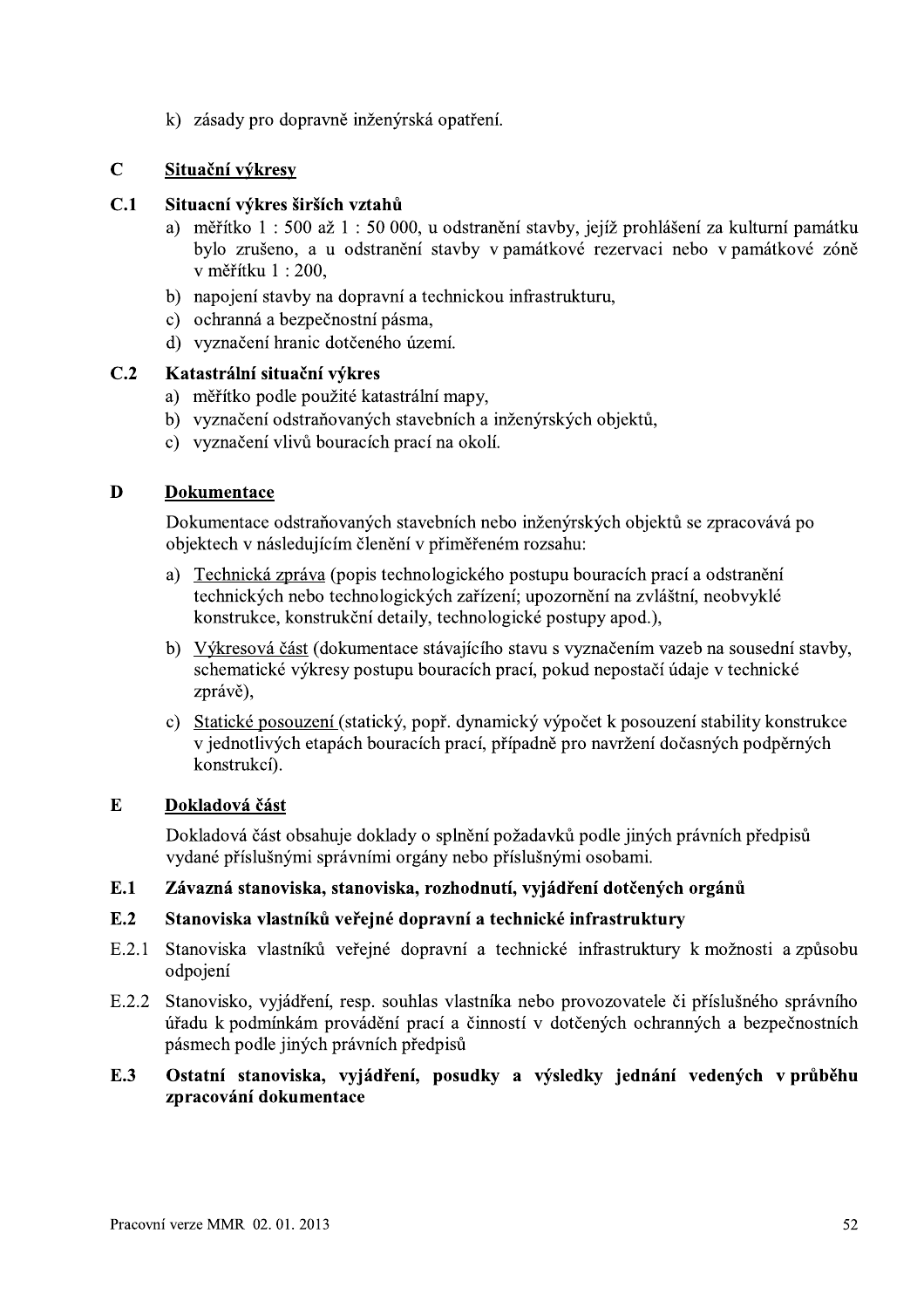k) zásady pro dopravně inženýrská opatření.

## C Situační výkresy

### C.1 Situacní výkres širších vztahů

a) měřítko 1 : 500 až 1 : 50 000, u odstranění stavby, jejíž prohlášení za kulturní památku bylo zrušeno, a u odstranění stavby v památkové rezervaci nebo v památkové zóně v měřítku 1 : 200,
b) napojení stavby na dopravní a technickou infrastrukturu,
c) ochranná a bezpečnostní pásma,
d) vyznačení hranic dotčeného území.

### C.2 Katastrální situační výkres

a) měřítko podle použité katastrální mapy,
b) vyznačení odstraňovaných stavebních a inženýrských objektů,
c) vyznačení vlivů bouracích prací na okolí.

## D Dokumentace

Dokumentace odstraňovaných stavebních nebo inženýrských objektů se zpracovává po objektech v následujícím členění v přiměřeném rozsahu:

a) Technická zpráva (popis technologického postupu bouracích prací a odstranění technických nebo technologických zařízení; upozornění na zvláštní, neobvyklé konstrukce, konstrukční detaily, technologické postupy apod.),

b) Výkresová část (dokumentace stávajícího stavu s vyznačením vazeb na sousední stavby, schematické výkresy postupu bouracích prací, pokud nepostačí údaje v technické zprávě),

c) Statické posouzení (statický, popř. dynamický výpočet k posouzení stability konstrukce v jednotlivých etapách bouracích prací, případně pro navržení dočasných podpěrných konstrukcí).

## E Dokladová část

Dokladová část obsahuje doklady o splnění požadavků podle jiných právních předpisů vydané příslušnými správními orgány nebo příslušnými osobami.

### E.1 Závazná stanoviska, stanoviska, rozhodnutí, vyjádření dotčených orgánů

### E.2 Stanoviska vlastníků veřejné dopravní a technické infrastruktury

E.2.1 Stanoviska vlastníků veřejné dopravní a technické infrastruktury k možnosti a způsobu odpojení

E.2.2 Stanovisko, vyjádření, resp. souhlas vlastníka nebo provozovatele či příslušného správního úřadu k podmínkám provádění prací a činností v dotčených ochranných a bezpečnostních pásmech podle jiných právních předpisů

### E.3 Ostatní stanoviska, vyjádření, posudky a výsledky jednání vedených v průběhu zpracování dokumentace